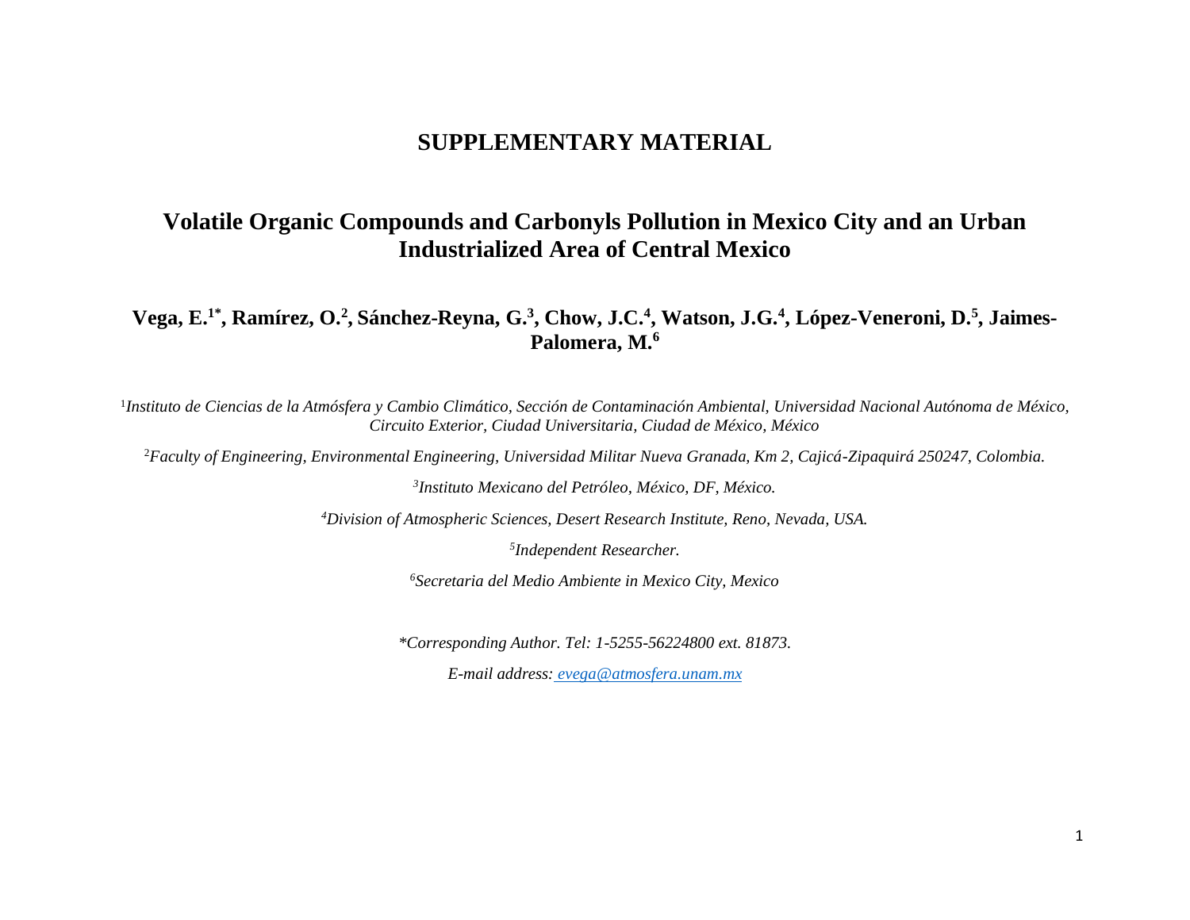# SUPPLEMENTARY MATERIAL

## Volatile Organic Compounds and Carbonyls Pollution in Mexico City and an Urban Industrialized Area of Central Mexico

**Vega, E.[1*], Ramírez, O.[2], Sánchez-Reyna, G.[3], Chow, J.C.[4], Watson, J.G.[4], López-Veneroni, D.[5], Jaimes-Palomera, M.[6]**

[1]*Instituto de Ciencias de la Atmósfera y Cambio Climático, Sección de Contaminación Ambiental, Universidad Nacional Autónoma de México, Circuito Exterior, Ciudad Universitaria, Ciudad de México, México*

[2]*Faculty of Engineering, Environmental Engineering, Universidad Militar Nueva Granada, Km 2, Cajicá-Zipaquirá 250247, Colombia.*

[3]*Instituto Mexicano del Petróleo, México, DF, México.*

[4]*Division of Atmospheric Sciences, Desert Research Institute, Reno, Nevada, USA.*

[5]*Independent Researcher.*

[6]*Secretaria del Medio Ambiente in Mexico City, Mexico*

*\*Corresponding Author. Tel: 1-5255-56224800 ext. 81873.*

*E-mail address: evega@atmosfera.unam.mx*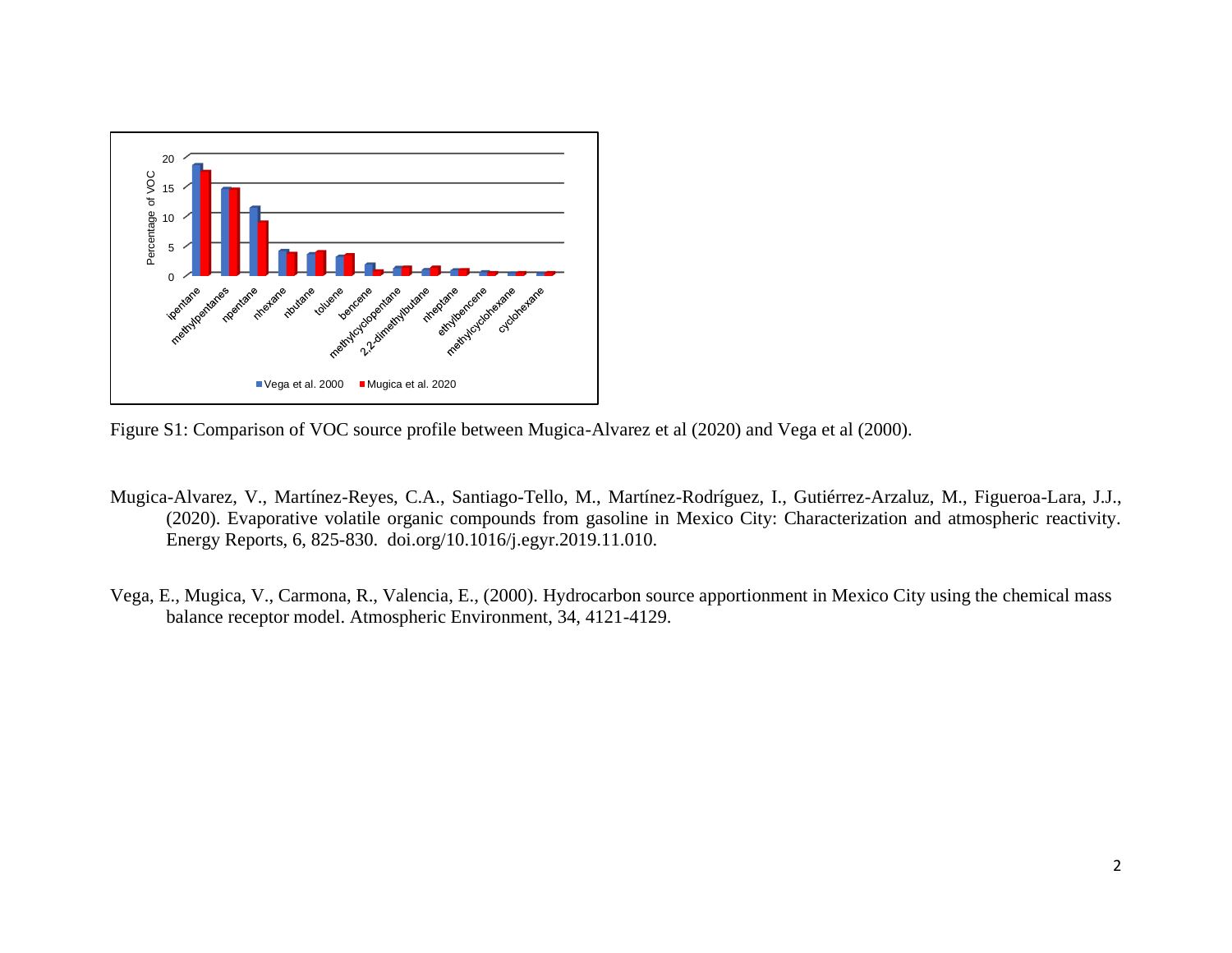Figure S1: Comparison of VOC source profile between Mugica-Alvarez et al (2020) and Vega et al (2000).

Mugica-Alvarez, V., Martínez-Reyes, C.A., Santiago-Tello, M., Martínez-Rodríguez, I., Gutiérrez-Arzaluz, M., Figueroa-Lara, J.J., (2020). Evaporative volatile organic compounds from gasoline in Mexico City: Characterization and atmospheric reactivity. Energy Reports, 6, 825-830. doi.org/10.1016/j.egyr.2019.11.010.

Vega, E., Mugica, V., Carmona, R., Valencia, E., (2000). Hydrocarbon source apportionment in Mexico City using the chemical mass balance receptor model. Atmospheric Environment, 34, 4121-4129.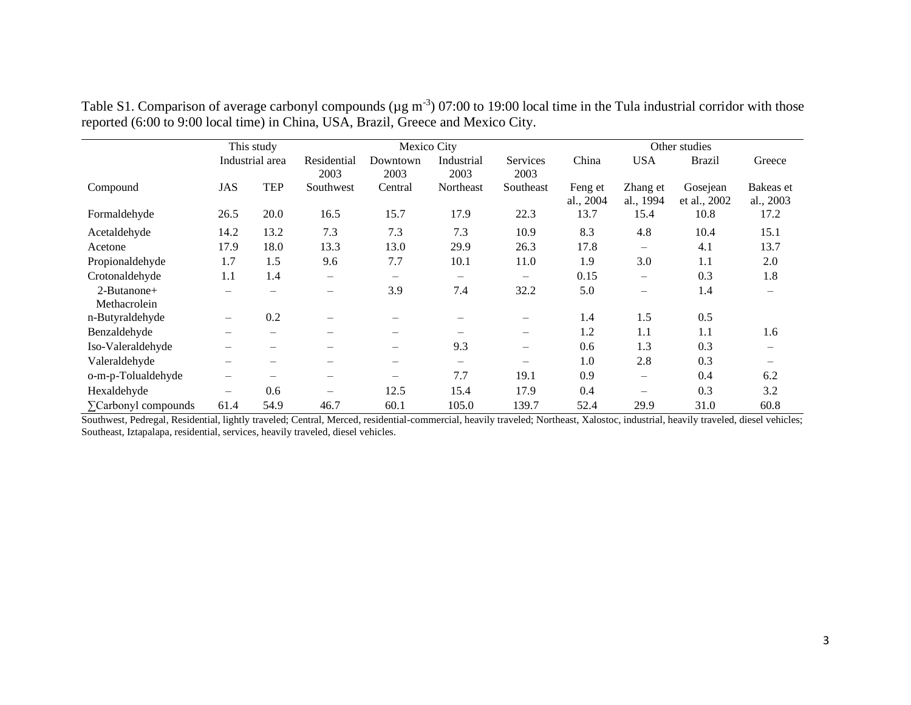Table S1. Comparison of average carbonyl compounds (μg m$^{-3}$) 07:00 to 19:00 local time in the Tula industrial corridor with those reported (6:00 to 9:00 local time) in China, USA, Brazil, Greece and Mexico City.

| | This study | | Mexico City | | | | Other studies | | | |
|---|---|---|---|---|---|---|---|---|---|---|
| | Industrial area | | Residential 2003 | Downtown 2003 | Industrial 2003 | Services 2003 | China | USA | Brazil | Greece |
| Compound | JAS | TEP | Southwest | Central | Northeast | Southeast | Feng et al., 2004 | Zhang et al., 1994 | Gosejean et al., 2002 | Bakeas et al., 2003 |
| Formaldehyde | 26.5 | 20.0 | 16.5 | 15.7 | 17.9 | 22.3 | 13.7 | 15.4 | 10.8 | 17.2 |
| Acetaldehyde | 14.2 | 13.2 | 7.3 | 7.3 | 7.3 | 10.9 | 8.3 | 4.8 | 10.4 | 15.1 |
| Acetone | 17.9 | 18.0 | 13.3 | 13.0 | 29.9 | 26.3 | 17.8 | – | 4.1 | 13.7 |
| Propionaldehyde | 1.7 | 1.5 | 9.6 | 7.7 | 10.1 | 11.0 | 1.9 | 3.0 | 1.1 | 2.0 |
| Crotonaldehyde | 1.1 | 1.4 | – | – | – | – | 0.15 | – | 0.3 | 1.8 |
| 2-Butanone+ Methacrolein | – | – | – | 3.9 | 7.4 | 32.2 | 5.0 | – | 1.4 | – |
| n-Butyraldehyde | – | 0.2 | – | – | – | – | 1.4 | 1.5 | 0.5 | |
| Benzaldehyde | – | – | – | – | – | – | 1.2 | 1.1 | 1.1 | 1.6 |
| Iso-Valeraldehyde | – | – | – | – | 9.3 | – | 0.6 | 1.3 | 0.3 | – |
| Valeraldehyde | – | – | – | – | – | – | 1.0 | 2.8 | 0.3 | – |
| o-m-p-Tolualdehyde | – | – | – | – | 7.7 | 19.1 | 0.9 | – | 0.4 | 6.2 |
| Hexaldehyde | – | 0.6 | – | 12.5 | 15.4 | 17.9 | 0.4 | – | 0.3 | 3.2 |
| ∑Carbonyl compounds | 61.4 | 54.9 | 46.7 | 60.1 | 105.0 | 139.7 | 52.4 | 29.9 | 31.0 | 60.8 |

Southwest, Pedregal, Residential, lightly traveled; Central, Merced, residential-commercial, heavily traveled; Northeast, Xalostoc, industrial, heavily traveled, diesel vehicles; Southeast, Iztapalapa, residential, services, heavily traveled, diesel vehicles.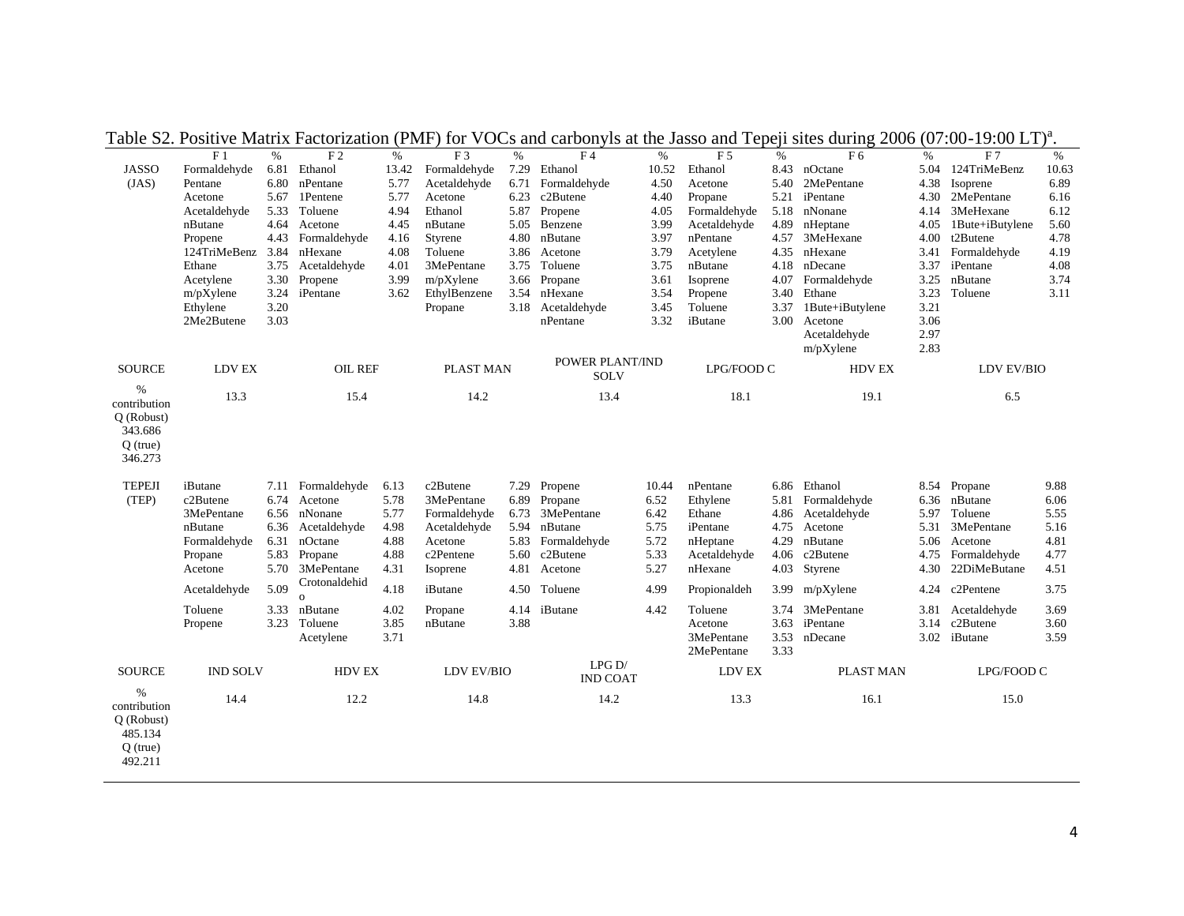Table S2. Positive Matrix Factorization (PMF) for VOCs and carbonyls at the Jasso and Tepeji sites during 2006 (07:00-19:00 LT)[a].

| | F 1 | % | F 2 | % | F 3 | % | F 4 | % | F 5 | % | F 6 | % | F 7 | % |
|---|---|---|---|---|---|---|---|---|---|---|---|---|---|---|
| JASSO | Formaldehyde | 6.81 | Ethanol | 13.42 | Formaldehyde | 7.29 | Ethanol | 10.52 | Ethanol | 8.43 | nOctane | 5.04 | 124TriMeBenz | 10.63 |
| (JAS) | Pentane | 6.80 | nPentane | 5.77 | Acetaldehyde | 6.71 | Formaldehyde | 4.50 | Acetone | 5.40 | 2MePentane | 4.38 | Isoprene | 6.89 |
| | Acetone | 5.67 | 1Pentene | 5.77 | Acetone | 6.23 | c2Butene | 4.40 | Propane | 5.21 | iPentane | 4.30 | 2MePentane | 6.16 |
| | Acetaldehyde | 5.33 | Toluene | 4.94 | Ethanol | 5.87 | Propene | 4.05 | Formaldehyde | 5.18 | nNonane | 4.14 | 3MeHexane | 6.12 |
| | nButane | 4.64 | Acetone | 4.45 | nButane | 5.05 | Benzene | 3.99 | Acetaldehyde | 4.89 | nHeptane | 4.05 | 1Bute+iButylene | 5.60 |
| | Propene | 4.43 | Formaldehyde | 4.16 | Styrene | 4.80 | nButane | 3.97 | nPentane | 4.57 | 3MeHexane | 4.00 | t2Butene | 4.78 |
| | 124TriMeBenz | 3.84 | nHexane | 4.08 | Toluene | 3.86 | Acetone | 3.79 | Acetylene | 4.35 | nHexane | 3.41 | Formaldehyde | 4.19 |
| | Ethane | 3.75 | Acetaldehyde | 4.01 | 3MePentane | 3.75 | Toluene | 3.75 | nButane | 4.18 | nDecane | 3.37 | iPentane | 4.08 |
| | Acetylene | 3.30 | Propene | 3.99 | m/pXylene | 3.66 | Propane | 3.61 | Isoprene | 4.07 | Formaldehyde | 3.25 | nButane | 3.74 |
| | m/pXylene | 3.24 | iPentane | 3.62 | EthylBenzene | 3.54 | nHexane | 3.54 | Propene | 3.40 | Ethane | 3.23 | Toluene | 3.11 |
| | Ethylene | 3.20 | | | Propane | 3.18 | Acetaldehyde | 3.45 | Toluene | 3.37 | 1Bute+iButylene | 3.21 | | |
| | 2Me2Butene | 3.03 | | | | | nPentane | 3.32 | iButane | 3.00 | Acetone | 3.06 | | |
| | | | | | | | | | | | Acetaldehyde | 2.97 | | |
| | | | | | | | | | | | m/pXylene | 2.83 | | |
| SOURCE | LDV EX | | OIL REF | | PLAST MAN | | POWER PLANT/IND SOLV | | LPG/FOOD C | | HDV EX | | LDV EV/BIO | |
| % contribution | 13.3 | | 15.4 | | 14.2 | | 13.4 | | 18.1 | | 19.1 | | 6.5 | |
| Q (Robust) 343.686 | | | | | | | | | | | | | | |
| Q (true) 346.273 | | | | | | | | | | | | | | |
| TEPEJI | iButane | 7.11 | Formaldehyde | 6.13 | c2Butene | 7.29 | Propene | 10.44 | nPentane | 6.86 | Ethanol | 8.54 | Propane | 9.88 |
| (TEP) | c2Butene | 6.74 | Acetone | 5.78 | 3MePentane | 6.89 | Propane | 6.52 | Ethylene | 5.81 | Formaldehyde | 6.36 | nButane | 6.06 |
| | 3MePentane | 6.56 | nNonane | 5.77 | Formaldehyde | 6.73 | 3MePentane | 6.42 | Ethane | 4.86 | Acetaldehyde | 5.97 | Toluene | 5.55 |
| | nButane | 6.36 | Acetaldehyde | 4.98 | Acetaldehyde | 5.94 | nButane | 5.75 | iPentane | 4.75 | Acetone | 5.31 | 3MePentane | 5.16 |
| | Formaldehyde | 6.31 | nOctane | 4.88 | Acetone | 5.83 | Formaldehyde | 5.72 | nHeptane | 4.29 | nButane | 5.06 | Acetone | 4.81 |
| | Propane | 5.83 | Propane | 4.88 | c2Pentene | 5.60 | c2Butene | 5.33 | Acetaldehyde | 4.06 | c2Butene | 4.75 | Formaldehyde | 4.77 |
| | Acetone | 5.70 | 3MePentane | 4.31 | Isoprene | 4.81 | Acetone | 5.27 | nHexane | 4.03 | Styrene | 4.30 | 22DiMeButane | 4.51 |
| | Acetaldehyde | 5.09 | Crotonaldehido | 4.18 | iButane | 4.50 | Toluene | 4.99 | Propionaldeh | 3.99 | m/pXylene | 4.24 | c2Pentene | 3.75 |
| | Toluene | 3.33 | nButane | 4.02 | Propane | 4.14 | iButane | 4.42 | Toluene | 3.74 | 3MePentane | 3.81 | Acetaldehyde | 3.69 |
| | Propene | 3.23 | Toluene | 3.85 | nButane | 3.88 | | | Acetone | 3.63 | iPentane | 3.14 | c2Butene | 3.60 |
| | | | Acetylene | 3.71 | | | | | 3MePentane | 3.53 | nDecane | 3.02 | iButane | 3.59 |
| | | | | | | | | | 2MePentane | 3.33 | | | | |
| SOURCE | IND SOLV | | HDV EX | | LDV EV/BIO | | LPG D/ IND COAT | | LDV EX | | PLAST MAN | | LPG/FOOD C | |
| % contribution | 14.4 | | 12.2 | | 14.8 | | 14.2 | | 13.3 | | 16.1 | | 15.0 | |
| Q (Robust) 485.134 | | | | | | | | | | | | | | |
| Q (true) 492.211 | | | | | | | | | | | | | | |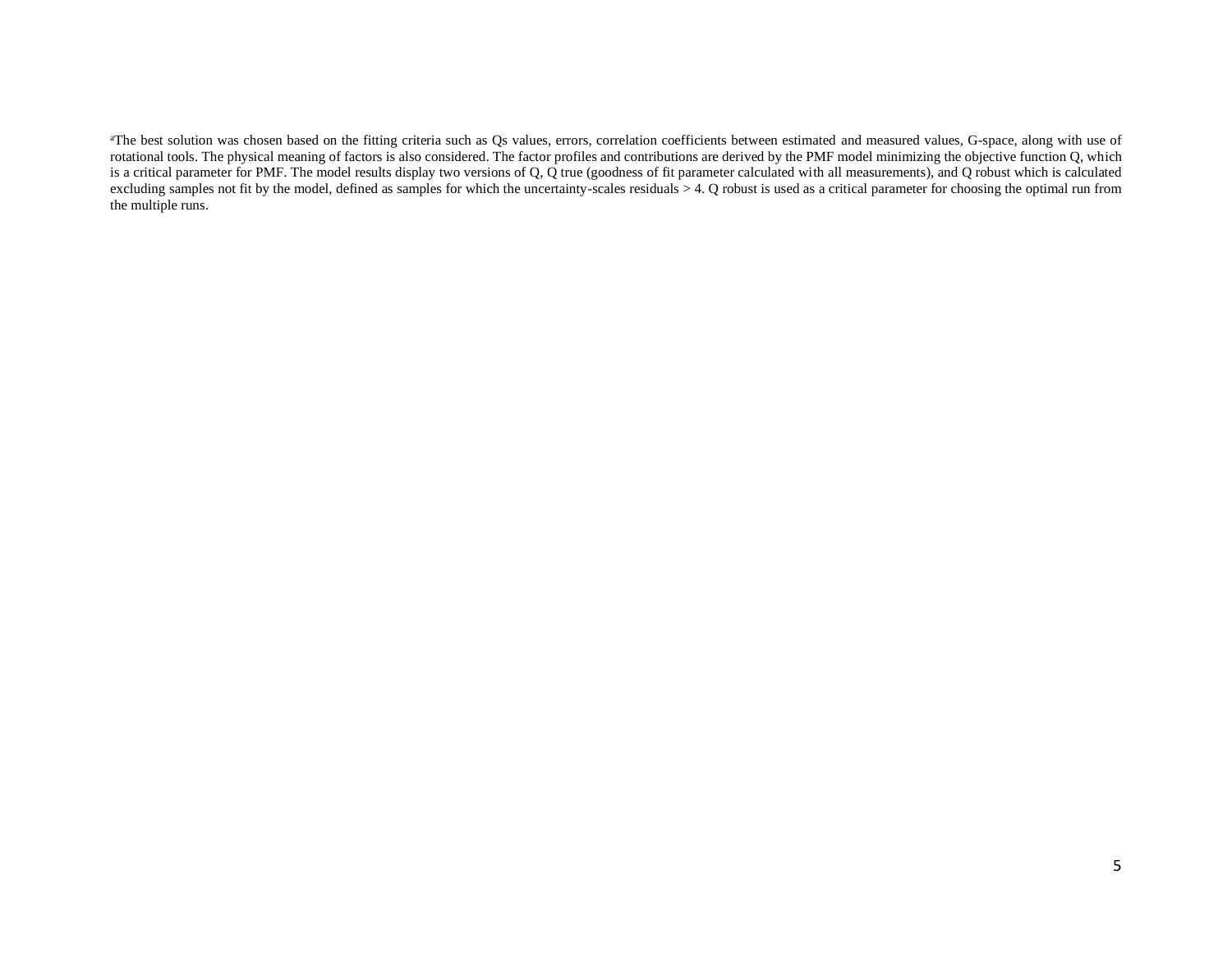[a]The best solution was chosen based on the fitting criteria such as Qs values, errors, correlation coefficients between estimated and measured values, G-space, along with use of rotational tools. The physical meaning of factors is also considered. The factor profiles and contributions are derived by the PMF model minimizing the objective function Q, which is a critical parameter for PMF. The model results display two versions of Q, Q true (goodness of fit parameter calculated with all measurements), and Q robust which is calculated excluding samples not fit by the model, defined as samples for which the uncertainty-scales residuals > 4. Q robust is used as a critical parameter for choosing the optimal run from the multiple runs.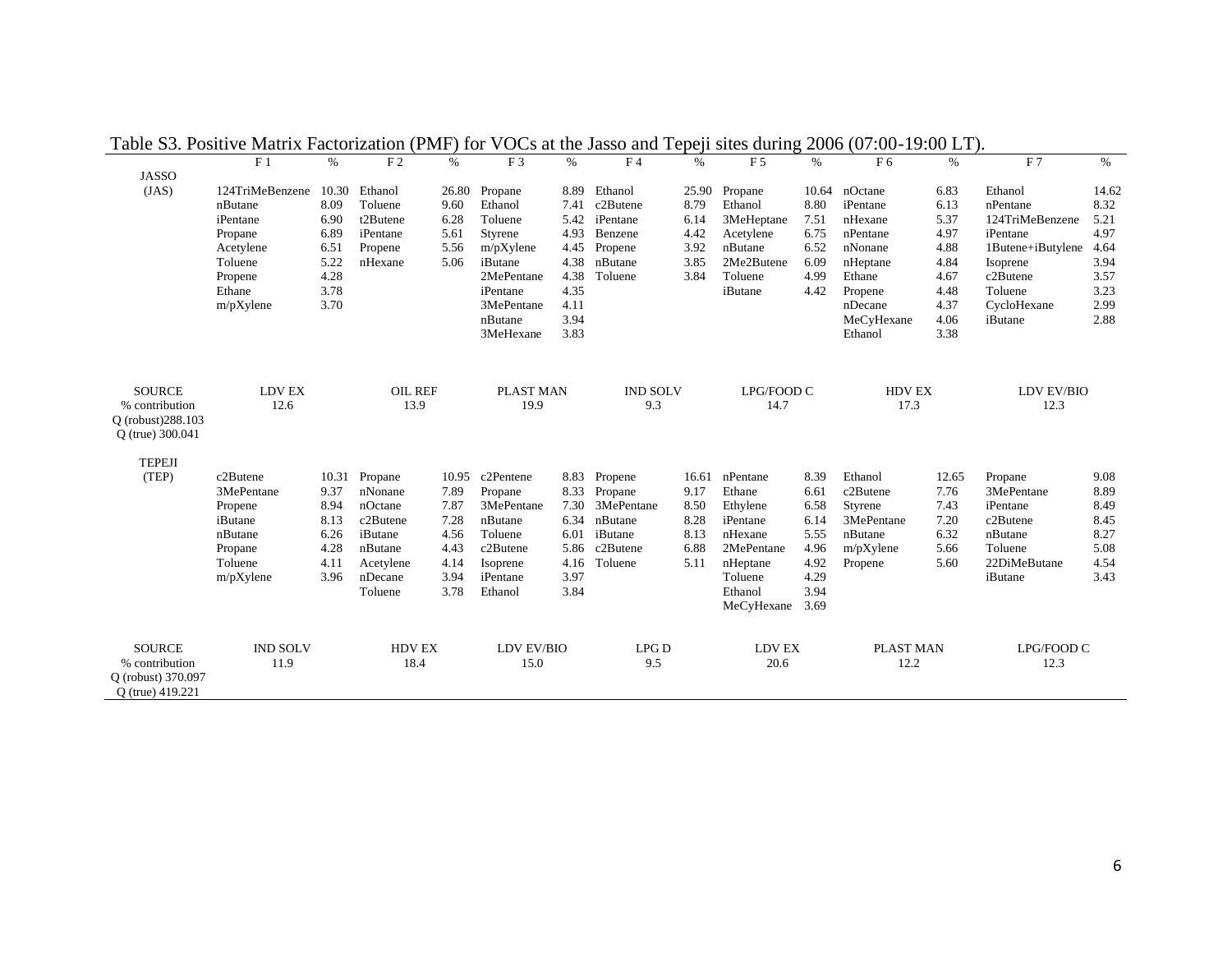Table S3. Positive Matrix Factorization (PMF) for VOCs at the Jasso and Tepeji sites during 2006 (07:00-19:00 LT).

| | F 1 | % | F 2 | % | F 3 | % | F 4 | % | F 5 | % | F 6 | % | F 7 | % |
|---|---|---|---|---|---|---|---|---|---|---|---|---|---|---|
| JASSO (JAS) | 124TriMeBenzene | 10.30 | Ethanol | 26.80 | Propane | 8.89 | Ethanol | 25.90 | Propane | 10.64 | nOctane | 6.83 | Ethanol | 14.62 |
| | nButane | 8.09 | Toluene | 9.60 | Ethanol | 7.41 | c2Butene | 8.79 | Ethanol | 8.80 | iPentane | 6.13 | nPentane | 8.32 |
| | iPentane | 6.90 | t2Butene | 6.28 | Toluene | 5.42 | iPentane | 6.14 | 3MeHeptane | 7.51 | nHexane | 5.37 | 124TriMeBenzene | 5.21 |
| | Propane | 6.89 | iPentane | 5.61 | Styrene | 4.93 | Benzene | 4.42 | Acetylene | 6.75 | nPentane | 4.97 | iPentane | 4.97 |
| | Acetylene | 6.51 | Propene | 5.56 | m/pXylene | 4.45 | Propene | 3.92 | nButane | 6.52 | nNonane | 4.88 | 1Butene+iButylene | 4.64 |
| | Toluene | 5.22 | nHexane | 5.06 | iButane | 4.38 | nButane | 3.85 | 2Me2Butene | 6.09 | nHeptane | 4.84 | Isoprene | 3.94 |
| | Propene | 4.28 | | | 2MePentane | 4.38 | Toluene | 3.84 | Toluene | 4.99 | Ethane | 4.67 | c2Butene | 3.57 |
| | Ethane | 3.78 | | | iPentane | 4.35 | | | iButane | 4.42 | Propene | 4.48 | Toluene | 3.23 |
| | m/pXylene | 3.70 | | | 3MePentane | 4.11 | | | | | nDecane | 4.37 | CycloHexane | 2.99 |
| | | | | | nButane | 3.94 | | | | | MeCyHexane | 4.06 | iButane | 2.88 |
| | | | | | 3MeHexane | 3.83 | | | | | Ethanol | 3.38 | | |
| SOURCE | LDV EX | | OIL REF | | PLAST MAN | | IND SOLV | | LPG/FOOD C | | HDV EX | | LDV EV/BIO | |
| % contribution | 12.6 | | 13.9 | | 19.9 | | 9.3 | | 14.7 | | 17.3 | | 12.3 | |
| Q (robust)288.103 | | | | | | | | | | | | | | |
| Q (true) 300.041 | | | | | | | | | | | | | | |
| TEPEJI (TEP) | c2Butene | 10.31 | Propane | 10.95 | c2Pentene | 8.83 | Propene | 16.61 | nPentane | 8.39 | Ethanol | 12.65 | Propane | 9.08 |
| | 3MePentane | 9.37 | nNonane | 7.89 | Propane | 8.33 | Propane | 9.17 | Ethane | 6.61 | c2Butene | 7.76 | 3MePentane | 8.89 |
| | Propene | 8.94 | nOctane | 7.87 | 3MePentane | 7.30 | 3MePentane | 8.50 | Ethylene | 6.58 | Styrene | 7.43 | iPentane | 8.49 |
| | iButane | 8.13 | c2Butene | 7.28 | nButane | 6.34 | nButane | 8.28 | iPentane | 6.14 | 3MePentane | 7.20 | c2Butene | 8.45 |
| | nButane | 6.26 | iButane | 4.56 | Toluene | 6.01 | iButane | 8.13 | nHexane | 5.55 | nButane | 6.32 | nButane | 8.27 |
| | Propane | 4.28 | nButane | 4.43 | c2Butene | 5.86 | c2Butene | 6.88 | 2MePentane | 4.96 | m/pXylene | 5.66 | Toluene | 5.08 |
| | Toluene | 4.11 | Acetylene | 4.14 | Isoprene | 4.16 | Toluene | 5.11 | nHeptane | 4.92 | Propene | 5.60 | 22DiMeButane | 4.54 |
| | m/pXylene | 3.96 | nDecane | 3.94 | iPentane | 3.97 | | | Toluene | 4.29 | | | iButane | 3.43 |
| | | | Toluene | 3.78 | Ethanol | 3.84 | | | Ethanol | 3.94 | | | | |
| | | | | | | | | | MeCyHexane | 3.69 | | | | |
| SOURCE | IND SOLV | | HDV EX | | LDV EV/BIO | | LPG D | | LDV EX | | PLAST MAN | | LPG/FOOD C | |
| % contribution | 11.9 | | 18.4 | | 15.0 | | 9.5 | | 20.6 | | 12.2 | | 12.3 | |
| Q (robust) 370.097 | | | | | | | | | | | | | | |
| Q (true) 419.221 | | | | | | | | | | | | | | |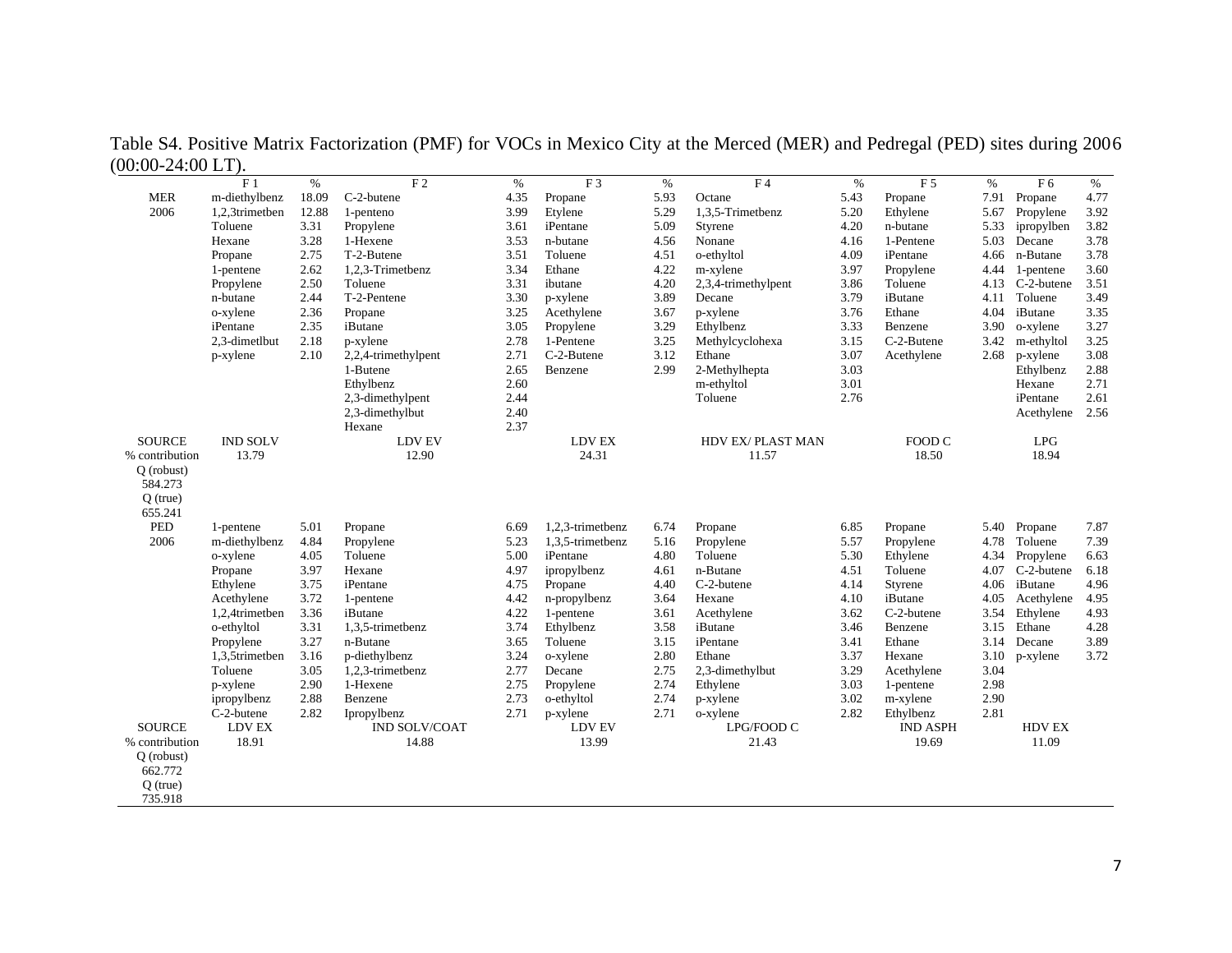Table S4. Positive Matrix Factorization (PMF) for VOCs in Mexico City at the Merced (MER) and Pedregal (PED) sites during 2006 (00:00-24:00 LT).

| | F 1 | % | F 2 | % | F 3 | % | F 4 | % | F 5 | % | F 6 | % |
|---|---|---|---|---|---|---|---|---|---|---|---|---|
| MER | m-diethylbenz | 18.09 | C-2-butene | 4.35 | Propane | 5.93 | Octane | 5.43 | Propane | 7.91 | Propane | 4.77 |
| 2006 | 1,2,3trimetben | 12.88 | 1-penteno | 3.99 | Etylene | 5.29 | 1,3,5-Trimetbenz | 5.20 | Ethylene | 5.67 | Propylene | 3.92 |
| | Toluene | 3.31 | Propylene | 3.61 | iPentane | 5.09 | Styrene | 4.20 | n-butane | 5.33 | ipropylben | 3.82 |
| | Hexane | 3.28 | 1-Hexene | 3.53 | n-butane | 4.56 | Nonane | 4.16 | 1-Pentene | 5.03 | Decane | 3.78 |
| | Propane | 2.75 | T-2-Butene | 3.51 | Toluene | 4.51 | o-ethyltol | 4.09 | iPentane | 4.66 | n-Butane | 3.78 |
| | 1-pentene | 2.62 | 1,2,3-Trimetbenz | 3.34 | Ethane | 4.22 | m-xylene | 3.97 | Propylene | 4.44 | 1-pentene | 3.60 |
| | Propylene | 2.50 | Toluene | 3.31 | ibutane | 4.20 | 2,3,4-trimethylpent | 3.86 | Toluene | 4.13 | C-2-butene | 3.51 |
| | n-butane | 2.44 | T-2-Pentene | 3.30 | p-xylene | 3.89 | Decane | 3.79 | iButane | 4.11 | Toluene | 3.49 |
| | o-xylene | 2.36 | Propane | 3.25 | Acethylene | 3.67 | p-xylene | 3.76 | Ethane | 4.04 | iButane | 3.35 |
| | iPentane | 2.35 | iButane | 3.05 | Propylene | 3.29 | Ethylbenz | 3.33 | Benzene | 3.90 | o-xylene | 3.27 |
| | 2,3-dimetlbut | 2.18 | p-xylene | 2.78 | 1-Pentene | 3.25 | Methylcyclohexa | 3.15 | C-2-Butene | 3.42 | m-ethyltol | 3.25 |
| | p-xylene | 2.10 | 2,2,4-trimethylpent | 2.71 | C-2-Butene | 3.12 | Ethane | 3.07 | Acethylene | 2.68 | p-xylene | 3.08 |
| | | | 1-Butene | 2.65 | Benzene | 2.99 | 2-Methylhepta | 3.03 | | | Ethylbenz | 2.88 |
| | | | Ethylbenz | 2.60 | | | m-ethyltol | 3.01 | | | Hexane | 2.71 |
| | | | 2,3-dimethylpent | 2.44 | | | Toluene | 2.76 | | | iPentane | 2.61 |
| | | | 2,3-dimethylbut | 2.40 | | | | | | | Acethylene | 2.56 |
| | | | Hexane | 2.37 | | | | | | | | |
| SOURCE | IND SOLV | | LDV EV | | LDV EX | | HDV EX/ PLAST MAN | | FOOD C | | LPG | |
| % contribution | 13.79 | | 12.90 | | 24.31 | | 11.57 | | 18.50 | | 18.94 | |
| Q (robust) 584.273 | | | | | | | | | | | | |
| Q (true) 655.241 | | | | | | | | | | | | |
| PED | 1-pentene | 5.01 | Propane | 6.69 | 1,2,3-trimetbenz | 6.74 | Propane | 6.85 | Propane | 5.40 | Propane | 7.87 |
| 2006 | m-diethylbenz | 4.84 | Propylene | 5.23 | 1,3,5-trimetbenz | 5.16 | Propylene | 5.57 | Propylene | 4.78 | Toluene | 7.39 |
| | o-xylene | 4.05 | Toluene | 5.00 | iPentane | 4.80 | Toluene | 5.30 | Ethylene | 4.34 | Propylene | 6.63 |
| | Propane | 3.97 | Hexane | 4.97 | ipropylbenz | 4.61 | n-Butane | 4.51 | Toluene | 4.07 | C-2-butene | 6.18 |
| | Ethylene | 3.75 | iPentane | 4.75 | Propane | 4.40 | C-2-butene | 4.14 | Styrene | 4.06 | iButane | 4.96 |
| | Acethylene | 3.72 | 1-pentene | 4.42 | n-propylbenz | 3.64 | Hexane | 4.10 | iButane | 4.05 | Acethylene | 4.95 |
| | 1,2,4trimetben | 3.36 | iButane | 4.22 | 1-pentene | 3.61 | Acethylene | 3.62 | C-2-butene | 3.54 | Ethylene | 4.93 |
| | o-ethyltol | 3.31 | 1,3,5-trimetbenz | 3.74 | Ethylbenz | 3.58 | iButane | 3.46 | Benzene | 3.15 | Ethane | 4.28 |
| | Propylene | 3.27 | n-Butane | 3.65 | Toluene | 3.15 | iPentane | 3.41 | Ethane | 3.14 | Decane | 3.89 |
| | 1,3,5trimetben | 3.16 | p-diethylbenz | 3.24 | o-xylene | 2.80 | Ethane | 3.37 | Hexane | 3.10 | p-xylene | 3.72 |
| | Toluene | 3.05 | 1,2,3-trimetbenz | 2.77 | Decane | 2.75 | 2,3-dimethylbut | 3.29 | Acethylene | 3.04 | | |
| | p-xylene | 2.90 | 1-Hexene | 2.75 | Propylene | 2.74 | Ethylene | 3.03 | 1-pentene | 2.98 | | |
| | ipropylbenz | 2.88 | Benzene | 2.73 | o-ethyltol | 2.74 | p-xylene | 3.02 | m-xylene | 2.90 | | |
| | C-2-butene | 2.82 | Ipropylbenz | 2.71 | p-xylene | 2.71 | o-xylene | 2.82 | Ethylbenz | 2.81 | | |
| SOURCE | LDV EX | | IND SOLV/COAT | | LDV EV | | LPG/FOOD C | | IND ASPH | | HDV EX | |
| % contribution | 18.91 | | 14.88 | | 13.99 | | 21.43 | | 19.69 | | 11.09 | |
| Q (robust) 662.772 | | | | | | | | | | | | |
| Q (true) 735.918 | | | | | | | | | | | | |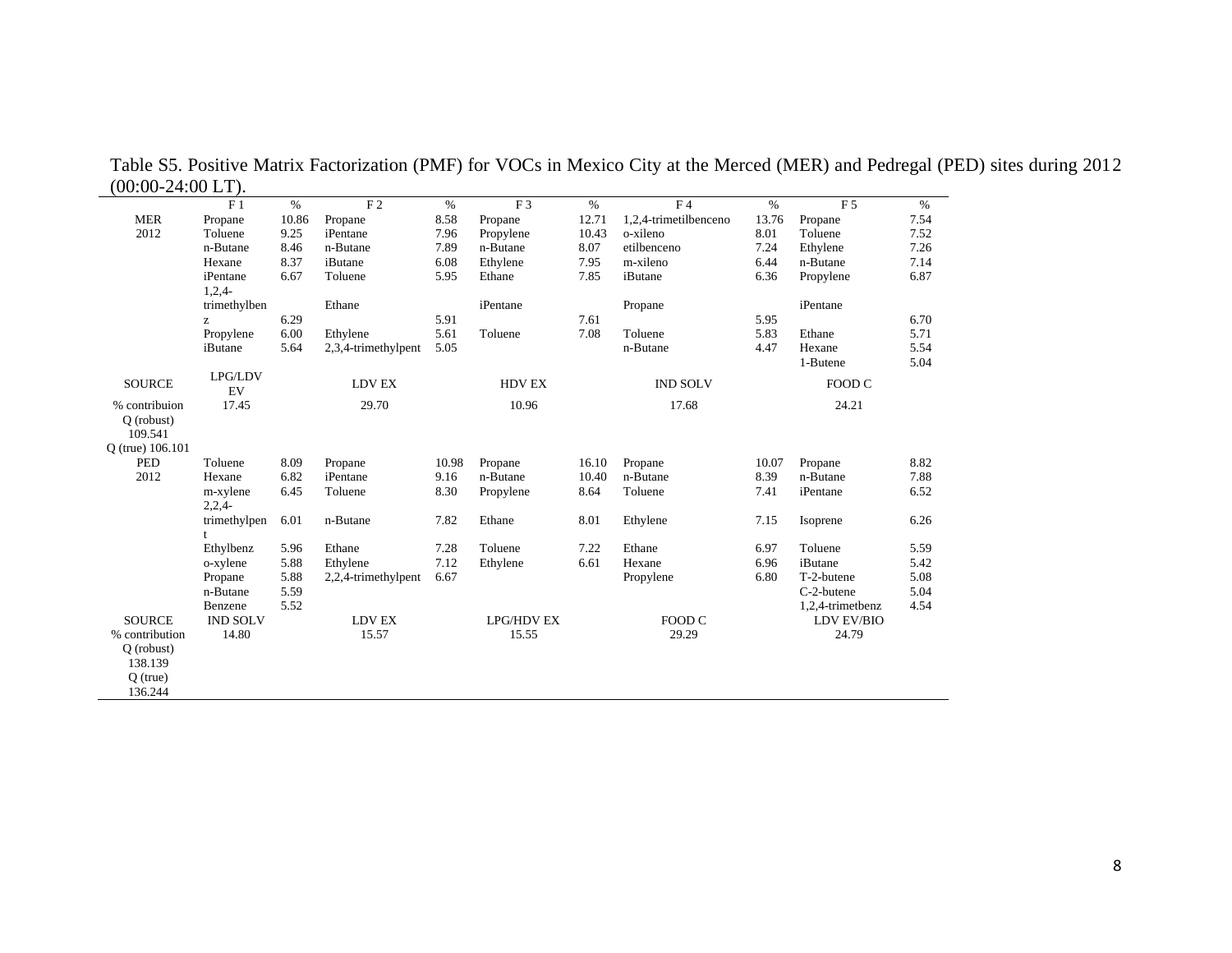Table S5. Positive Matrix Factorization (PMF) for VOCs in Mexico City at the Merced (MER) and Pedregal (PED) sites during 2012 (00:00-24:00 LT).

| | F 1 | % | F 2 | % | F 3 | % | F 4 | % | F 5 | % |
|---|---|---|---|---|---|---|---|---|---|---|
| MER | Propane | 10.86 | Propane | 8.58 | Propane | 12.71 | 1,2,4-trimetilbenceno | 13.76 | Propane | 7.54 |
| 2012 | Toluene | 9.25 | iPentane | 7.96 | Propylene | 10.43 | o-xileno | 8.01 | Toluene | 7.52 |
| | n-Butane | 8.46 | n-Butane | 7.89 | n-Butane | 8.07 | etilbenceno | 7.24 | Ethylene | 7.26 |
| | Hexane | 8.37 | iButane | 6.08 | Ethylene | 7.95 | m-xileno | 6.44 | n-Butane | 7.14 |
| | iPentane | 6.67 | Toluene | 5.95 | Ethane | 7.85 | iButane | 6.36 | Propylene | 6.87 |
| | 1,2,4-trimethylbenz | 6.29 | Ethane | 5.91 | iPentane | 7.61 | Propane | 5.95 | iPentane | 6.70 |
| | Propylene | 6.00 | Ethylene | 5.61 | Toluene | 7.08 | Toluene | 5.83 | Ethane | 5.71 |
| | iButane | 5.64 | 2,3,4-trimethylpent | 5.05 | | | n-Butane | 4.47 | Hexane | 5.54 |
| | | | | | | | | | 1-Butene | 5.04 |
| SOURCE | LPG/LDV EV | | LDV EX | | HDV EX | | IND SOLV | | FOOD C | |
| % contribuion | 17.45 | | 29.70 | | 10.96 | | 17.68 | | 24.21 | |
| Q (robust) 109.541 | | | | | | | | | | |
| Q (true) 106.101 | | | | | | | | | | |
| PED | Toluene | 8.09 | Propane | 10.98 | Propane | 16.10 | Propane | 10.07 | Propane | 8.82 |
| 2012 | Hexane | 6.82 | iPentane | 9.16 | n-Butane | 10.40 | n-Butane | 8.39 | n-Butane | 7.88 |
| | m-xylene | 6.45 | Toluene | 8.30 | Propylene | 8.64 | Toluene | 7.41 | iPentane | 6.52 |
| | 2,2,4-trimethylpent | 6.01 | n-Butane | 7.82 | Ethane | 8.01 | Ethylene | 7.15 | Isoprene | 6.26 |
| | Ethylbenz | 5.96 | Ethane | 7.28 | Toluene | 7.22 | Ethane | 6.97 | Toluene | 5.59 |
| | o-xylene | 5.88 | Ethylene | 7.12 | Ethylene | 6.61 | Hexane | 6.96 | iButane | 5.42 |
| | Propane | 5.88 | 2,2,4-trimethylpent | 6.67 | | | Propylene | 6.80 | T-2-butene | 5.08 |
| | n-Butane | 5.59 | | | | | | | C-2-butene | 5.04 |
| | Benzene | 5.52 | | | | | | | 1,2,4-trimetbenz | 4.54 |
| SOURCE | IND SOLV | | LDV EX | | LPG/HDV EX | | FOOD C | | LDV EV/BIO | |
| % contribution | 14.80 | | 15.57 | | 15.55 | | 29.29 | | 24.79 | |
| Q (robust) 138.139 | | | | | | | | | | |
| Q (true) 136.244 | | | | | | | | | | |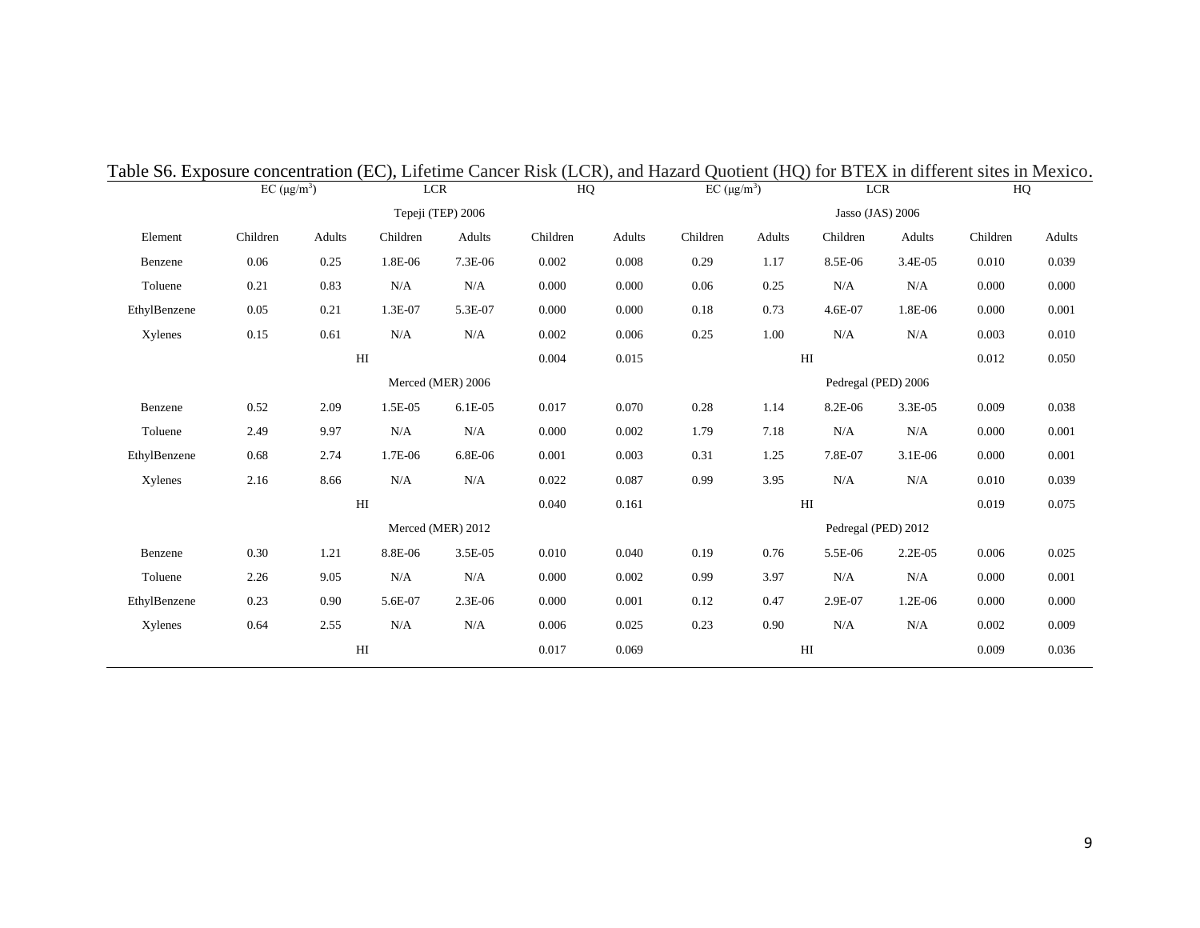Table S6. Exposure concentration (EC), Lifetime Cancer Risk (LCR), and Hazard Quotient (HQ) for BTEX in different sites in Mexico.

| | EC (μg/m$^3$) | | LCR | | HQ | | EC (μg/m$^3$) | | LCR | | HQ | |
|---|---|---|---|---|---|---|---|---|---|---|---|---|
| | | | Tepeji (TEP) 2006 | | | | | | Jasso (JAS) 2006 | | | |
| Element | Children | Adults | Children | Adults | Children | Adults | Children | Adults | Children | Adults | Children | Adults |
| Benzene | 0.06 | 0.25 | 1.8E-06 | 7.3E-06 | 0.002 | 0.008 | 0.29 | 1.17 | 8.5E-06 | 3.4E-05 | 0.010 | 0.039 |
| Toluene | 0.21 | 0.83 | N/A | N/A | 0.000 | 0.000 | 0.06 | 0.25 | N/A | N/A | 0.000 | 0.000 |
| EthylBenzene | 0.05 | 0.21 | 1.3E-07 | 5.3E-07 | 0.000 | 0.000 | 0.18 | 0.73 | 4.6E-07 | 1.8E-06 | 0.000 | 0.001 |
| Xylenes | 0.15 | 0.61 | N/A | N/A | 0.002 | 0.006 | 0.25 | 1.00 | N/A | N/A | 0.003 | 0.010 |
| | | HI | | | 0.004 | 0.015 | | HI | | | 0.012 | 0.050 |
| | | | Merced (MER) 2006 | | | | | | Pedregal (PED) 2006 | | | |
| Benzene | 0.52 | 2.09 | 1.5E-05 | 6.1E-05 | 0.017 | 0.070 | 0.28 | 1.14 | 8.2E-06 | 3.3E-05 | 0.009 | 0.038 |
| Toluene | 2.49 | 9.97 | N/A | N/A | 0.000 | 0.002 | 1.79 | 7.18 | N/A | N/A | 0.000 | 0.001 |
| EthylBenzene | 0.68 | 2.74 | 1.7E-06 | 6.8E-06 | 0.001 | 0.003 | 0.31 | 1.25 | 7.8E-07 | 3.1E-06 | 0.000 | 0.001 |
| Xylenes | 2.16 | 8.66 | N/A | N/A | 0.022 | 0.087 | 0.99 | 3.95 | N/A | N/A | 0.010 | 0.039 |
| | | HI | | | 0.040 | 0.161 | | HI | | | 0.019 | 0.075 |
| | | | Merced (MER) 2012 | | | | | | Pedregal (PED) 2012 | | | |
| Benzene | 0.30 | 1.21 | 8.8E-06 | 3.5E-05 | 0.010 | 0.040 | 0.19 | 0.76 | 5.5E-06 | 2.2E-05 | 0.006 | 0.025 |
| Toluene | 2.26 | 9.05 | N/A | N/A | 0.000 | 0.002 | 0.99 | 3.97 | N/A | N/A | 0.000 | 0.001 |
| EthylBenzene | 0.23 | 0.90 | 5.6E-07 | 2.3E-06 | 0.000 | 0.001 | 0.12 | 0.47 | 2.9E-07 | 1.2E-06 | 0.000 | 0.000 |
| Xylenes | 0.64 | 2.55 | N/A | N/A | 0.006 | 0.025 | 0.23 | 0.90 | N/A | N/A | 0.002 | 0.009 |
| | | HI | | | 0.017 | 0.069 | | HI | | | 0.009 | 0.036 |